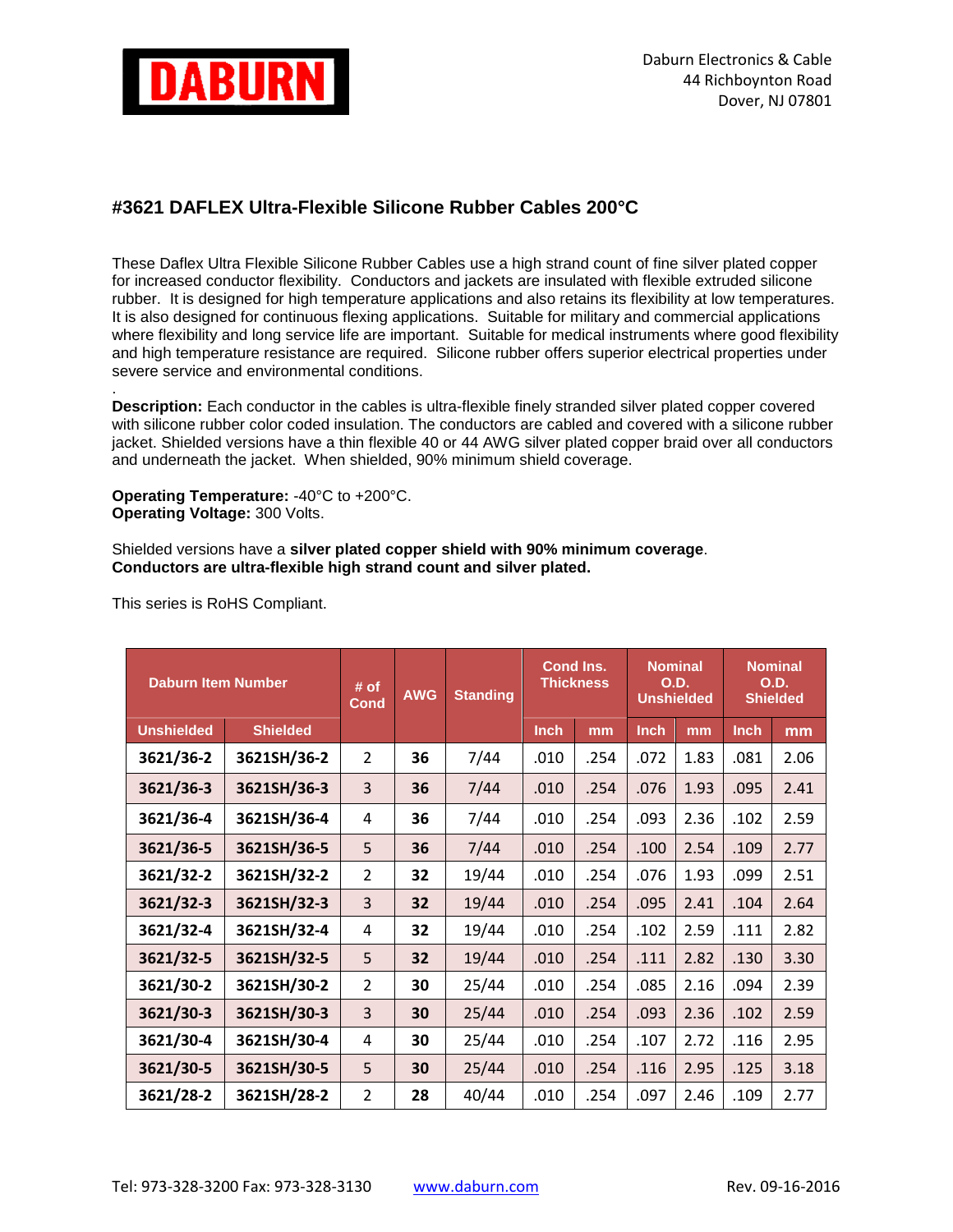DABURN

Daburn Electronics & Cable
44 Richboynton Road
Dover, NJ 07801

## #3621 DAFLEX Ultra-Flexible Silicone Rubber Cables 200°C

These Daflex Ultra Flexible Silicone Rubber Cables use a high strand count of fine silver plated copper for increased conductor flexibility. Conductors and jackets are insulated with flexible extruded silicone rubber. It is designed for high temperature applications and also retains its flexibility at low temperatures. It is also designed for continuous flexing applications. Suitable for military and commercial applications where flexibility and long service life are important. Suitable for medical instruments where good flexibility and high temperature resistance are required. Silicone rubber offers superior electrical properties under severe service and environmental conditions.

.

**Description:** Each conductor in the cables is ultra-flexible finely stranded silver plated copper covered with silicone rubber color coded insulation. The conductors are cabled and covered with a silicone rubber jacket. Shielded versions have a thin flexible 40 or 44 AWG silver plated copper braid over all conductors and underneath the jacket. When shielded, 90% minimum shield coverage.

**Operating Temperature:** -40°C to +200°C.
**Operating Voltage:** 300 Volts.

Shielded versions have a **silver plated copper shield with 90% minimum coverage**.
**Conductors are ultra-flexible high strand count and silver plated.**

This series is RoHS Compliant.

| Daburn Item Number | | # of Cond | AWG | Standing | Cond Ins. Thickness | | Nominal O.D. Unshielded | | Nominal O.D. Shielded | |
|---|---|---|---|---|---|---|---|---|---|---|
| Unshielded | Shielded | | | | Inch | mm | Inch | mm | Inch | mm |
| **3621/36-2** | **3621SH/36-2** | 2 | **36** | 7/44 | .010 | .254 | .072 | 1.83 | .081 | 2.06 |
| **3621/36-3** | **3621SH/36-3** | 3 | **36** | 7/44 | .010 | .254 | .076 | 1.93 | .095 | 2.41 |
| **3621/36-4** | **3621SH/36-4** | 4 | **36** | 7/44 | .010 | .254 | .093 | 2.36 | .102 | 2.59 |
| **3621/36-5** | **3621SH/36-5** | 5 | **36** | 7/44 | .010 | .254 | .100 | 2.54 | .109 | 2.77 |
| **3621/32-2** | **3621SH/32-2** | 2 | **32** | 19/44 | .010 | .254 | .076 | 1.93 | .099 | 2.51 |
| **3621/32-3** | **3621SH/32-3** | 3 | **32** | 19/44 | .010 | .254 | .095 | 2.41 | .104 | 2.64 |
| **3621/32-4** | **3621SH/32-4** | 4 | **32** | 19/44 | .010 | .254 | .102 | 2.59 | .111 | 2.82 |
| **3621/32-5** | **3621SH/32-5** | 5 | **32** | 19/44 | .010 | .254 | .111 | 2.82 | .130 | 3.30 |
| **3621/30-2** | **3621SH/30-2** | 2 | **30** | 25/44 | .010 | .254 | .085 | 2.16 | .094 | 2.39 |
| **3621/30-3** | **3621SH/30-3** | 3 | **30** | 25/44 | .010 | .254 | .093 | 2.36 | .102 | 2.59 |
| **3621/30-4** | **3621SH/30-4** | 4 | **30** | 25/44 | .010 | .254 | .107 | 2.72 | .116 | 2.95 |
| **3621/30-5** | **3621SH/30-5** | 5 | **30** | 25/44 | .010 | .254 | .116 | 2.95 | .125 | 3.18 |
| **3621/28-2** | **3621SH/28-2** | 2 | **28** | 40/44 | .010 | .254 | .097 | 2.46 | .109 | 2.77 |

Tel: 973-328-3200 Fax: 973-328-3130 www.daburn.com Rev. 09-16-2016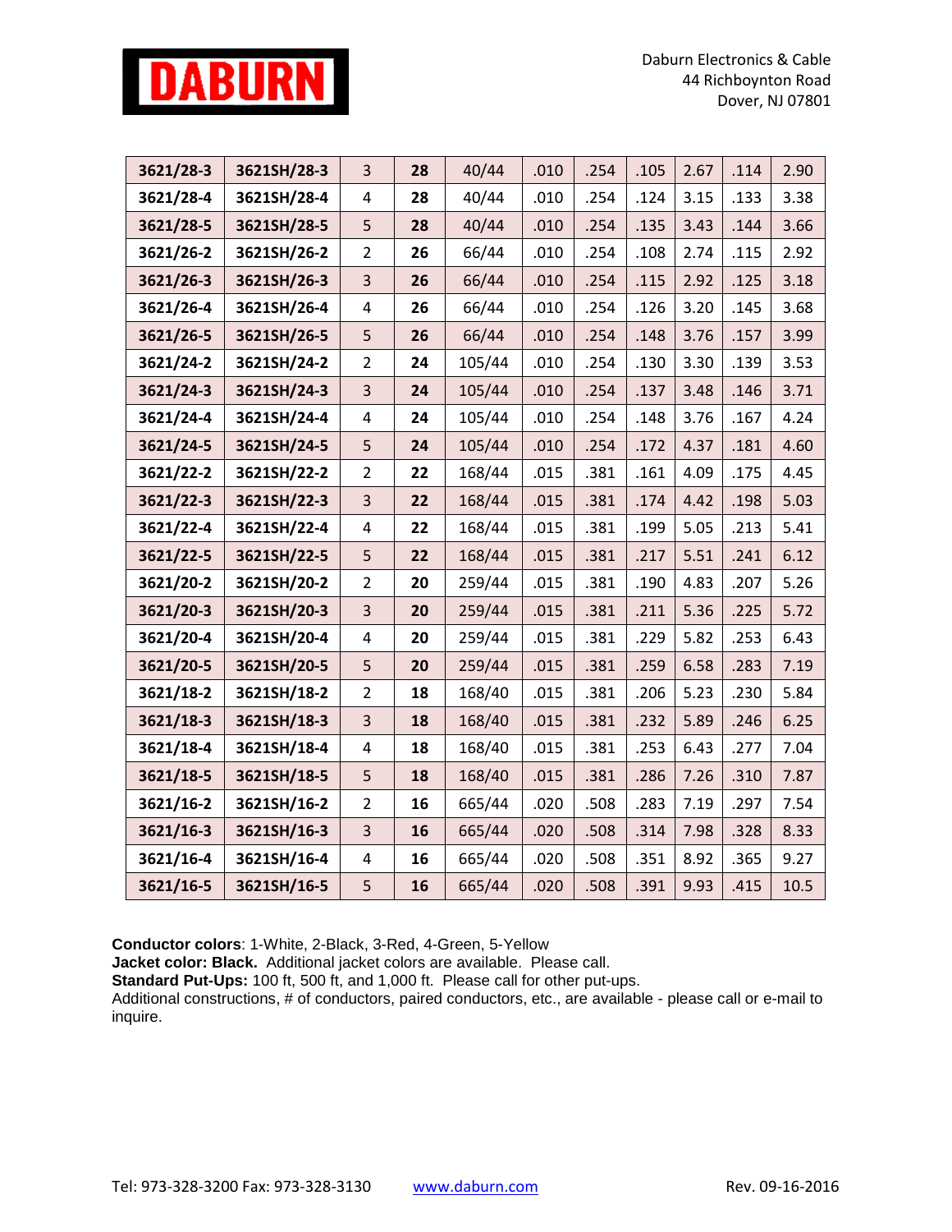| | | | | | | | | | | |
|---|---|---|---|---|---|---|---|---|---|---|
| **3621/28-3** | **3621SH/28-3** | 3 | **28** | 40/44 | .010 | .254 | .105 | 2.67 | .114 | 2.90 |
| **3621/28-4** | **3621SH/28-4** | 4 | **28** | 40/44 | .010 | .254 | .124 | 3.15 | .133 | 3.38 |
| **3621/28-5** | **3621SH/28-5** | 5 | **28** | 40/44 | .010 | .254 | .135 | 3.43 | .144 | 3.66 |
| **3621/26-2** | **3621SH/26-2** | 2 | **26** | 66/44 | .010 | .254 | .108 | 2.74 | .115 | 2.92 |
| **3621/26-3** | **3621SH/26-3** | 3 | **26** | 66/44 | .010 | .254 | .115 | 2.92 | .125 | 3.18 |
| **3621/26-4** | **3621SH/26-4** | 4 | **26** | 66/44 | .010 | .254 | .126 | 3.20 | .145 | 3.68 |
| **3621/26-5** | **3621SH/26-5** | 5 | **26** | 66/44 | .010 | .254 | .148 | 3.76 | .157 | 3.99 |
| **3621/24-2** | **3621SH/24-2** | 2 | **24** | 105/44 | .010 | .254 | .130 | 3.30 | .139 | 3.53 |
| **3621/24-3** | **3621SH/24-3** | 3 | **24** | 105/44 | .010 | .254 | .137 | 3.48 | .146 | 3.71 |
| **3621/24-4** | **3621SH/24-4** | 4 | **24** | 105/44 | .010 | .254 | .148 | 3.76 | .167 | 4.24 |
| **3621/24-5** | **3621SH/24-5** | 5 | **24** | 105/44 | .010 | .254 | .172 | 4.37 | .181 | 4.60 |
| **3621/22-2** | **3621SH/22-2** | 2 | **22** | 168/44 | .015 | .381 | .161 | 4.09 | .175 | 4.45 |
| **3621/22-3** | **3621SH/22-3** | 3 | **22** | 168/44 | .015 | .381 | .174 | 4.42 | .198 | 5.03 |
| **3621/22-4** | **3621SH/22-4** | 4 | **22** | 168/44 | .015 | .381 | .199 | 5.05 | .213 | 5.41 |
| **3621/22-5** | **3621SH/22-5** | 5 | **22** | 168/44 | .015 | .381 | .217 | 5.51 | .241 | 6.12 |
| **3621/20-2** | **3621SH/20-2** | 2 | **20** | 259/44 | .015 | .381 | .190 | 4.83 | .207 | 5.26 |
| **3621/20-3** | **3621SH/20-3** | 3 | **20** | 259/44 | .015 | .381 | .211 | 5.36 | .225 | 5.72 |
| **3621/20-4** | **3621SH/20-4** | 4 | **20** | 259/44 | .015 | .381 | .229 | 5.82 | .253 | 6.43 |
| **3621/20-5** | **3621SH/20-5** | 5 | **20** | 259/44 | .015 | .381 | .259 | 6.58 | .283 | 7.19 |
| **3621/18-2** | **3621SH/18-2** | 2 | **18** | 168/40 | .015 | .381 | .206 | 5.23 | .230 | 5.84 |
| **3621/18-3** | **3621SH/18-3** | 3 | **18** | 168/40 | .015 | .381 | .232 | 5.89 | .246 | 6.25 |
| **3621/18-4** | **3621SH/18-4** | 4 | **18** | 168/40 | .015 | .381 | .253 | 6.43 | .277 | 7.04 |
| **3621/18-5** | **3621SH/18-5** | 5 | **18** | 168/40 | .015 | .381 | .286 | 7.26 | .310 | 7.87 |
| **3621/16-2** | **3621SH/16-2** | 2 | **16** | 665/44 | .020 | .508 | .283 | 7.19 | .297 | 7.54 |
| **3621/16-3** | **3621SH/16-3** | 3 | **16** | 665/44 | .020 | .508 | .314 | 7.98 | .328 | 8.33 |
| **3621/16-4** | **3621SH/16-4** | 4 | **16** | 665/44 | .020 | .508 | .351 | 8.92 | .365 | 9.27 |
| **3621/16-5** | **3621SH/16-5** | 5 | **16** | 665/44 | .020 | .508 | .391 | 9.93 | .415 | 10.5 |

**Conductor colors**: 1-White, 2-Black, 3-Red, 4-Green, 5-Yellow
**Jacket color: Black.** Additional jacket colors are available. Please call.
**Standard Put-Ups:** 100 ft, 500 ft, and 1,000 ft. Please call for other put-ups.
Additional constructions, # of conductors, paired conductors, etc., are available - please call or e-mail to inquire.